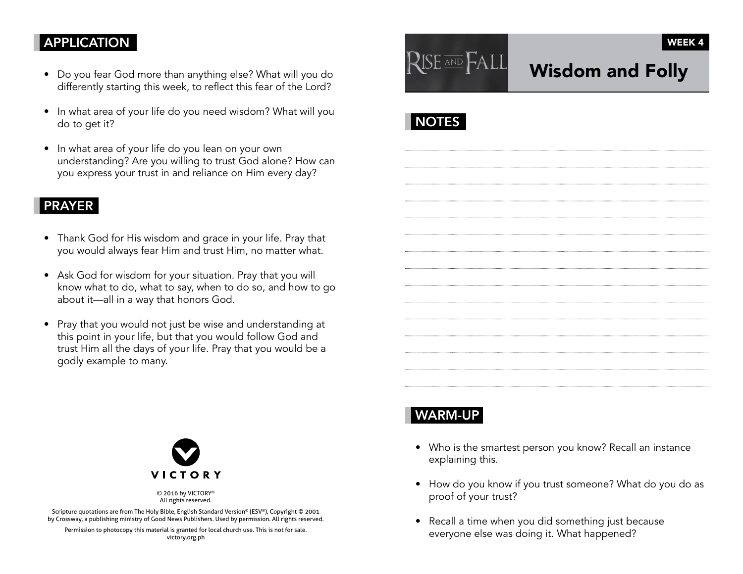## APPLICATION

- Do you fear God more than anything else? What will you do differently starting this week, to reflect this fear of the Lord?
- In what area of your life do you need wisdom? What will you do to get it?
- In what area of your life do you lean on your own understanding? Are you willing to trust God alone? How can you express your trust in and reliance on Him every day?

## PRAYER

- Thank God for His wisdom and grace in your life. Pray that you would always fear Him and trust Him, no matter what.
- Ask God for wisdom for your situation. Pray that you will know what to do, what to say, when to do so, and how to go about it—all in a way that honors God.
- Pray that you would not just be wise and understanding at this point in your life, but that you would follow God and trust Him all the days of your life. Pray that you would be a godly example to many.

VICTORY

© 2016 by VICTORY®
All rights reserved.

Scripture quotations are from The Holy Bible, English Standard Version® (ESV®), Copyright © 2001 by Crossway, a publishing ministry of Good News Publishers. Used by permission. All rights reserved.

Permission to photocopy this material is granted for local church use. This is not for sale.
victory.org.ph

RISE AND FALL

WEEK 4

# Wisdom and Folly

## NOTES

## WARM-UP

- Who is the smartest person you know? Recall an instance explaining this.
- How do you know if you trust someone? What do you do as proof of your trust?
- Recall a time when you did something just because everyone else was doing it. What happened?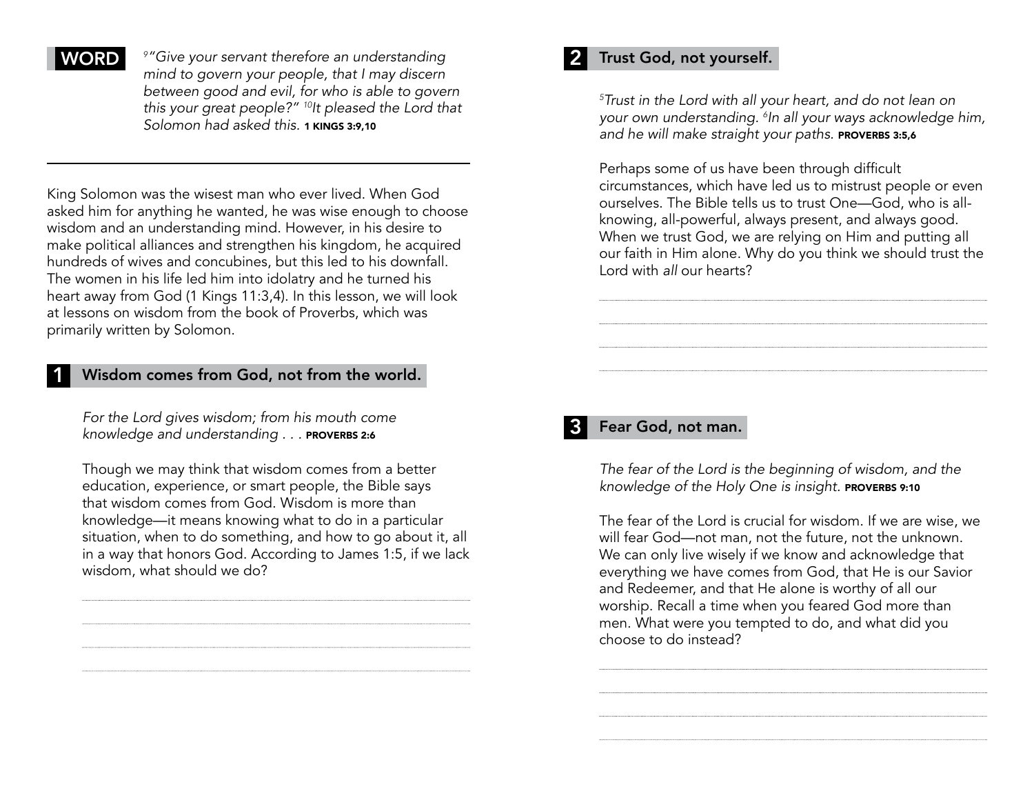**WORD**

*[9] "Give your servant therefore an understanding mind to govern your people, that I may discern between good and evil, for who is able to govern this your great people?" [10] It pleased the Lord that Solomon had asked this.* **1 KINGS 3:9,10**

---

King Solomon was the wisest man who ever lived. When God asked him for anything he wanted, he was wise enough to choose wisdom and an understanding mind. However, in his desire to make political alliances and strengthen his kingdom, he acquired hundreds of wives and concubines, but this led to his downfall. The women in his life led him into idolatry and he turned his heart away from God (1 Kings 11:3,4). In this lesson, we will look at lessons on wisdom from the book of Proverbs, which was primarily written by Solomon.

## 1 Wisdom comes from God, not from the world.

*For the Lord gives wisdom; from his mouth come knowledge and understanding . . .* **PROVERBS 2:6**

Though we may think that wisdom comes from a better education, experience, or smart people, the Bible says that wisdom comes from God. Wisdom is more than knowledge—it means knowing what to do in a particular situation, when to do something, and how to go about it, all in a way that honors God. According to James 1:5, if we lack wisdom, what should we do?

## 2 Trust God, not yourself.

*[5] Trust in the Lord with all your heart, and do not lean on your own understanding. [6] In all your ways acknowledge him, and he will make straight your paths.* **PROVERBS 3:5,6**

Perhaps some of us have been through difficult circumstances, which have led us to mistrust people or even ourselves. The Bible tells us to trust One—God, who is all-knowing, all-powerful, always present, and always good. When we trust God, we are relying on Him and putting all our faith in Him alone. Why do you think we should trust the Lord with *all* our hearts?

## 3 Fear God, not man.

*The fear of the Lord is the beginning of wisdom, and the knowledge of the Holy One is insight.* **PROVERBS 9:10**

The fear of the Lord is crucial for wisdom. If we are wise, we will fear God—not man, not the future, not the unknown. We can only live wisely if we know and acknowledge that everything we have comes from God, that He is our Savior and Redeemer, and that He alone is worthy of all our worship. Recall a time when you feared God more than men. What were you tempted to do, and what did you choose to do instead?